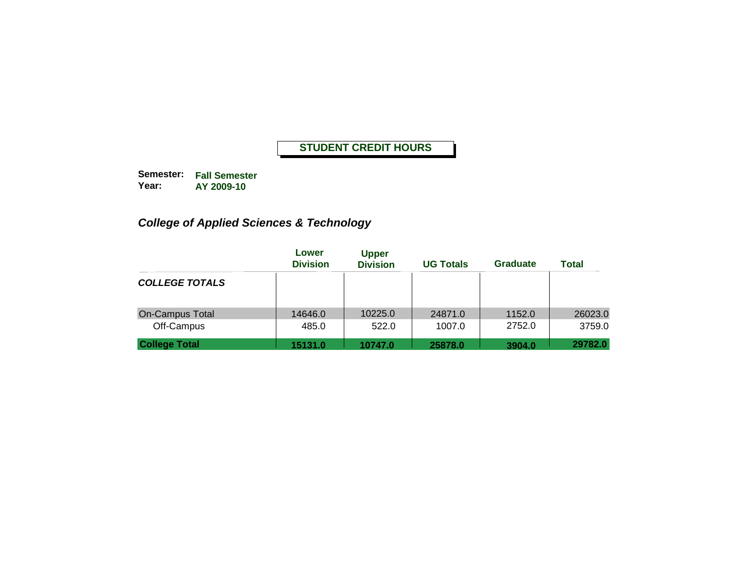# STUDENT CREDIT HOURS

**Semester:** **Fall Semester**
**Year:** **AY 2009-10**

## *College of Applied Sciences & Technology*

| | Lower Division | Upper Division | UG Totals | Graduate | Total |
|---|---|---|---|---|---|
| ***COLLEGE TOTALS*** | | | | | |
| On-Campus Total | 14646.0 | 10225.0 | 24871.0 | 1152.0 | 26023.0 |
| Off-Campus | 485.0 | 522.0 | 1007.0 | 2752.0 | 3759.0 |
| **College Total** | **15131.0** | **10747.0** | **25878.0** | **3904.0** | **29782.0** |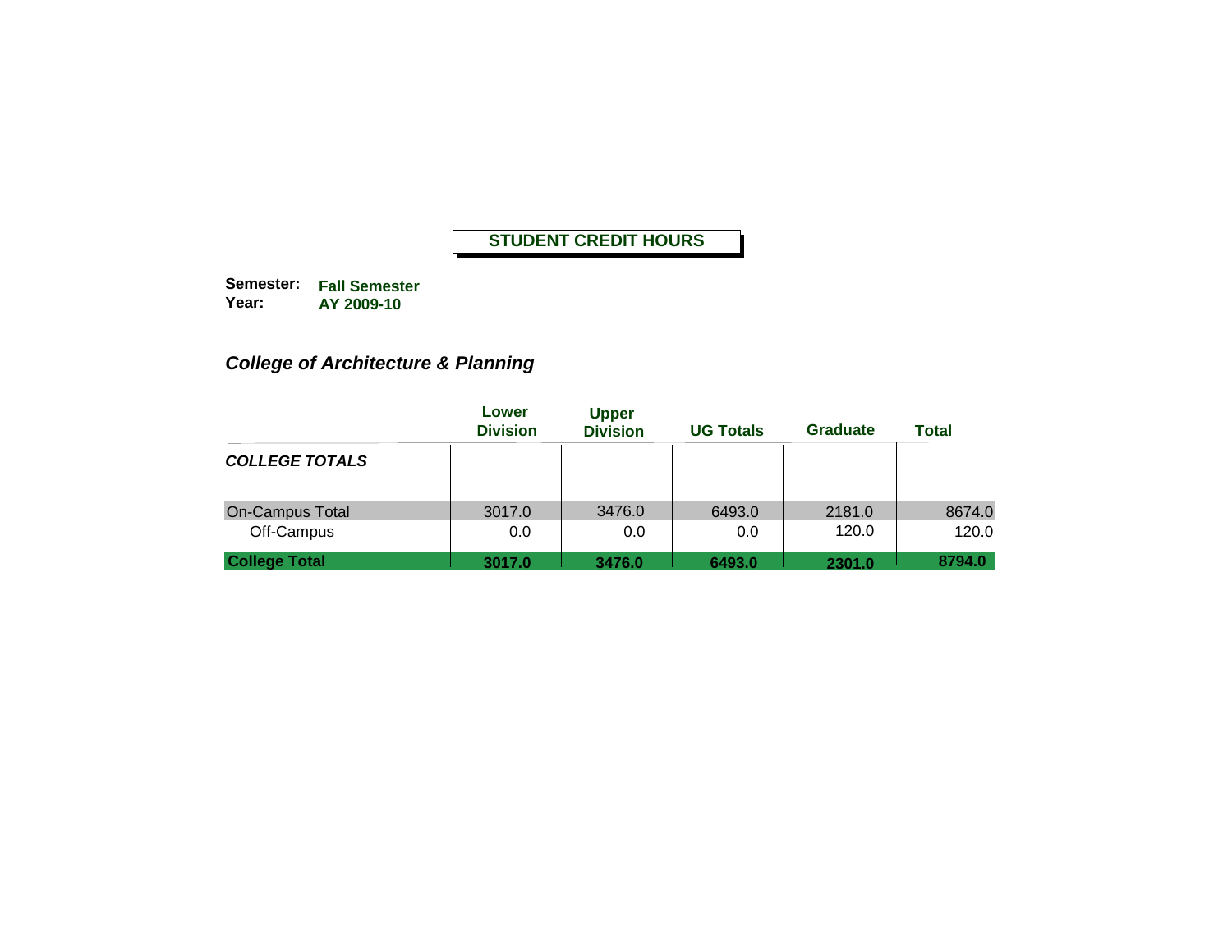**STUDENT CREDIT HOURS**

**Semester:** **Fall Semester**
**Year:** **AY 2009-10**

## *College of Architecture & Planning*

| | Lower Division | Upper Division | UG Totals | Graduate | Total |
|---|---|---|---|---|---|
| ***COLLEGE TOTALS*** | | | | | |
| On-Campus Total | 3017.0 | 3476.0 | 6493.0 | 2181.0 | 8674.0 |
| Off-Campus | 0.0 | 0.0 | 0.0 | 120.0 | 120.0 |
| **College Total** | **3017.0** | **3476.0** | **6493.0** | **2301.0** | **8794.0** |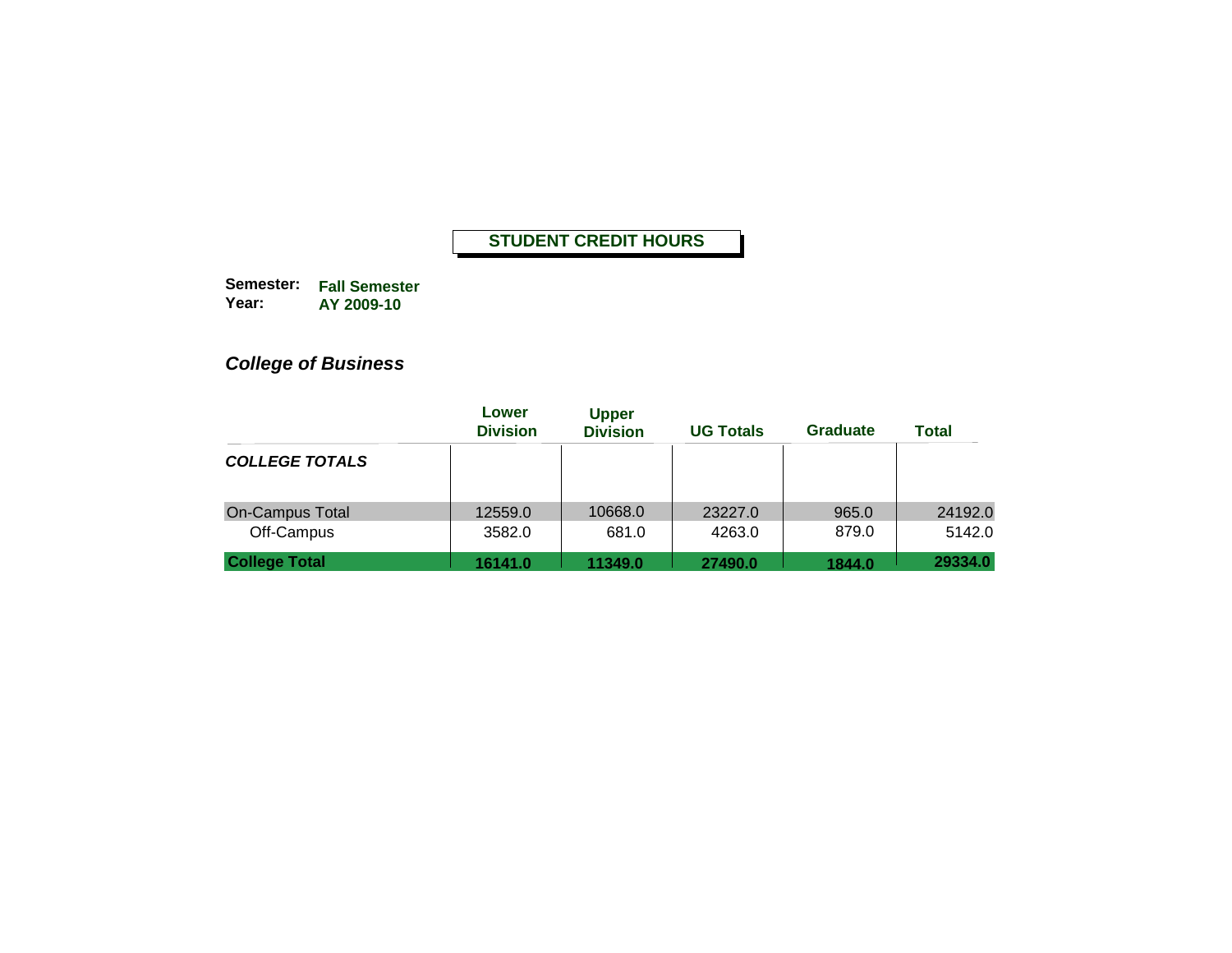# STUDENT CREDIT HOURS

**Semester:** **Fall Semester**
**Year:** **AY 2009-10**

## *College of Business*

| | Lower Division | Upper Division | UG Totals | Graduate | Total |
|---|---|---|---|---|---|
| ***COLLEGE TOTALS*** | | | | | |
| On-Campus Total | 12559.0 | 10668.0 | 23227.0 | 965.0 | 24192.0 |
| Off-Campus | 3582.0 | 681.0 | 4263.0 | 879.0 | 5142.0 |
| **College Total** | **16141.0** | **11349.0** | **27490.0** | **1844.0** | **29334.0** |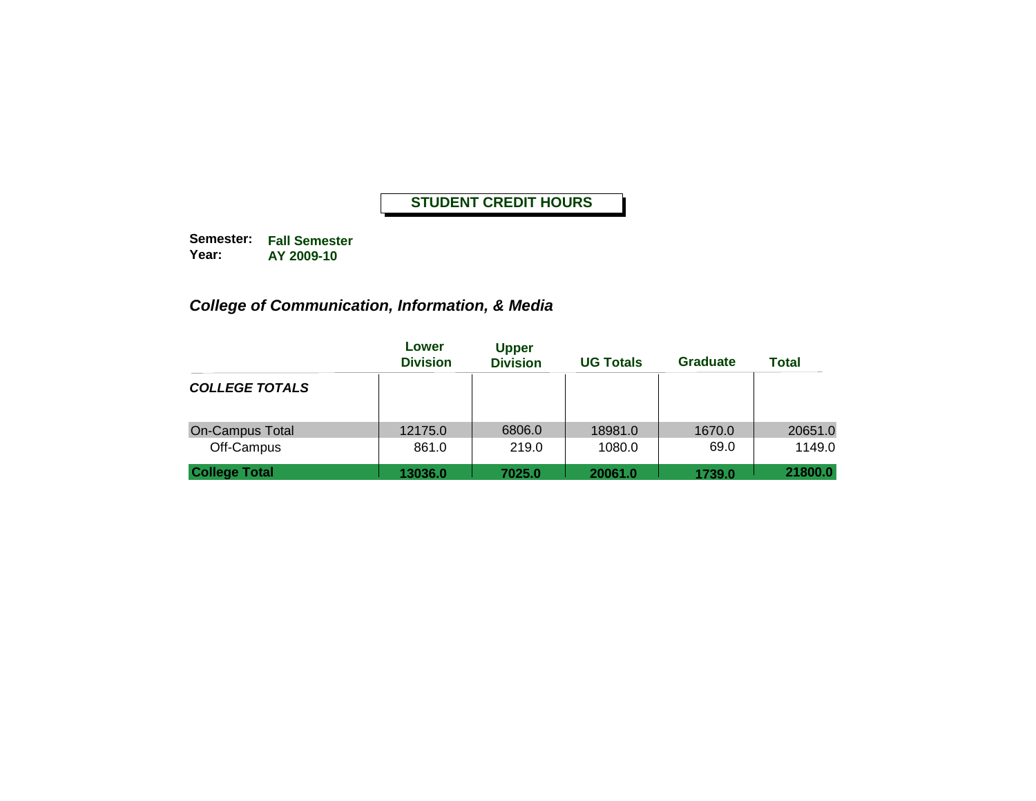**STUDENT CREDIT HOURS**

**Semester:** **Fall Semester**
**Year:** **AY 2009-10**

***College of Communication, Information, & Media***

| | Lower Division | Upper Division | UG Totals | Graduate | Total |
|---|---|---|---|---|---|
| ***COLLEGE TOTALS*** | | | | | |
| On-Campus Total | 12175.0 | 6806.0 | 18981.0 | 1670.0 | 20651.0 |
| Off-Campus | 861.0 | 219.0 | 1080.0 | 69.0 | 1149.0 |
| **College Total** | **13036.0** | **7025.0** | **20061.0** | **1739.0** | **21800.0** |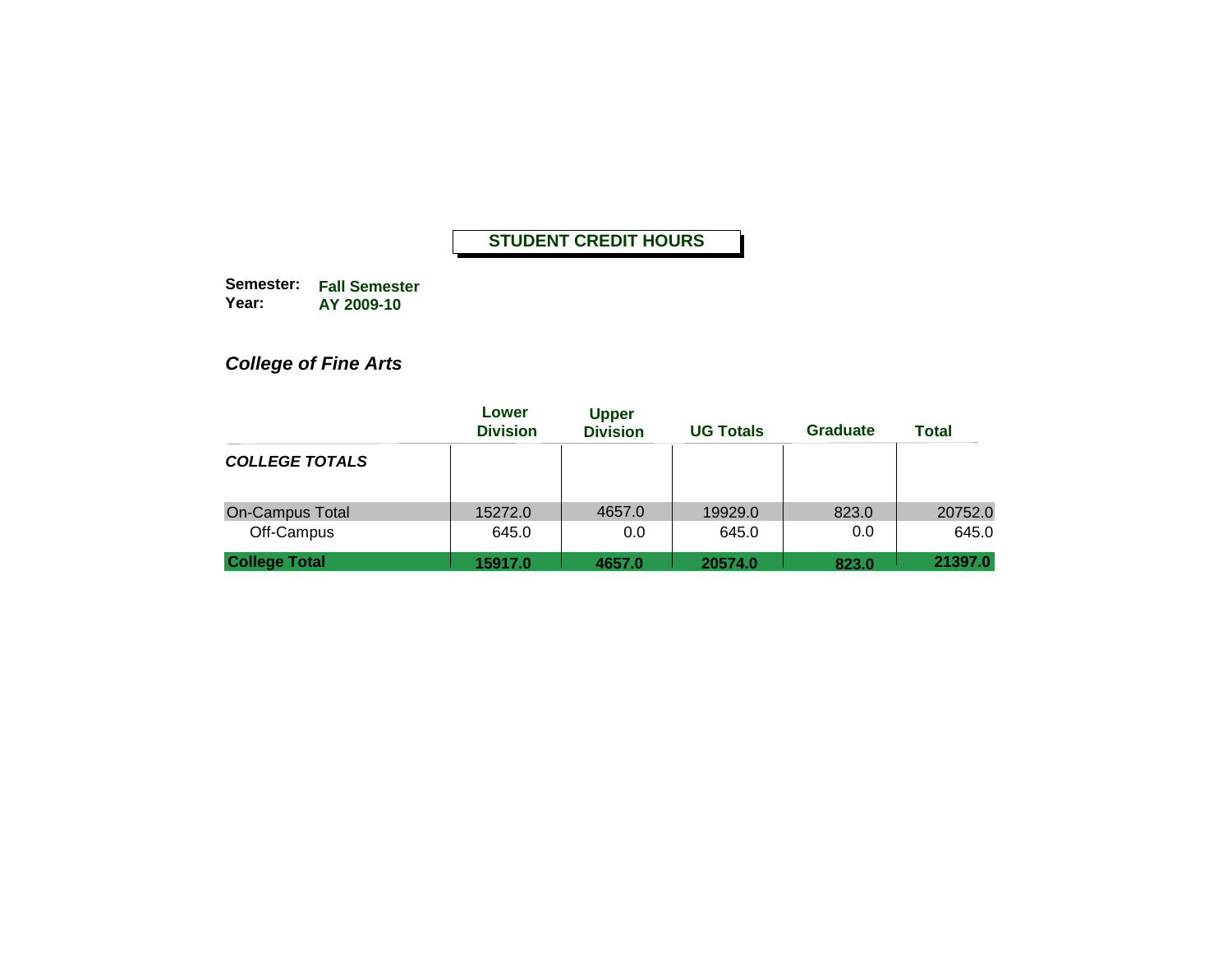# STUDENT CREDIT HOURS

**Semester:** **Fall Semester**
**Year:** **AY 2009-10**

## *College of Fine Arts*

| | Lower Division | Upper Division | UG Totals | Graduate | Total |
|---|---|---|---|---|---|
| ***COLLEGE TOTALS*** | | | | | |
| On-Campus Total | 15272.0 | 4657.0 | 19929.0 | 823.0 | 20752.0 |
| Off-Campus | 645.0 | 0.0 | 645.0 | 0.0 | 645.0 |
| **College Total** | **15917.0** | **4657.0** | **20574.0** | **823.0** | **21397.0** |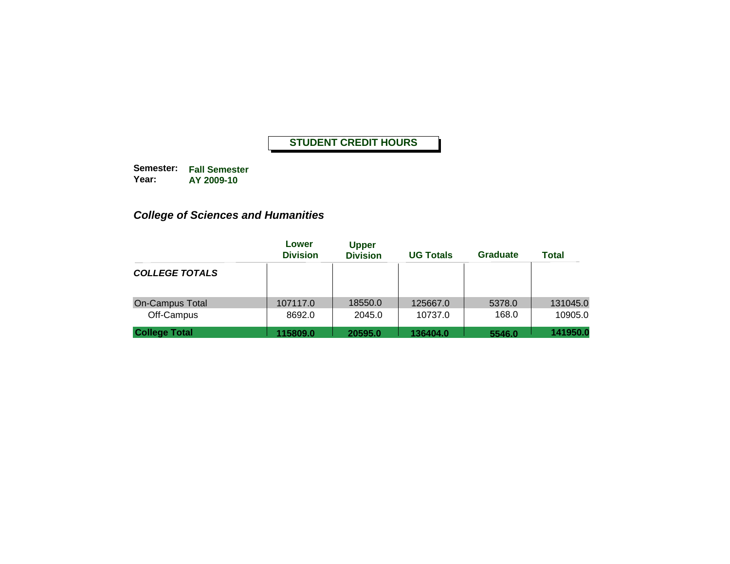**STUDENT CREDIT HOURS**

**Semester:** **Fall Semester**
**Year:** **AY 2009-10**

***College of Sciences and Humanities***

| | Lower Division | Upper Division | UG Totals | Graduate | Total |
|---|---|---|---|---|---|
| ***COLLEGE TOTALS*** | | | | | |
| On-Campus Total | 107117.0 | 18550.0 | 125667.0 | 5378.0 | 131045.0 |
| Off-Campus | 8692.0 | 2045.0 | 10737.0 | 168.0 | 10905.0 |
| **College Total** | **115809.0** | **20595.0** | **136404.0** | **5546.0** | **141950.0** |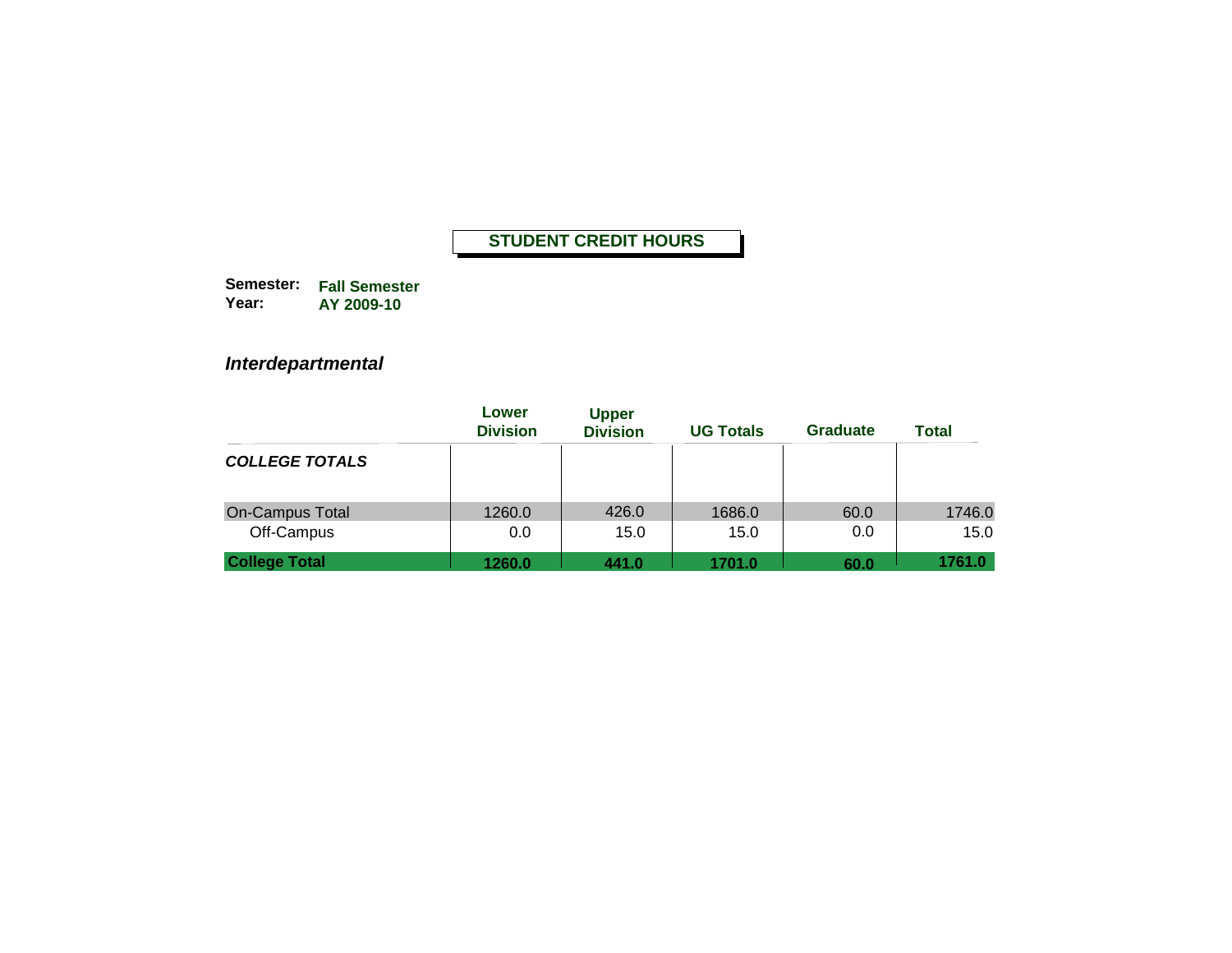**STUDENT CREDIT HOURS**

**Semester:** **Fall Semester**
**Year:** **AY 2009-10**

***Interdepartmental***

| | Lower Division | Upper Division | UG Totals | Graduate | Total |
|---|---|---|---|---|---|
| ***COLLEGE TOTALS*** | | | | | |
| On-Campus Total | 1260.0 | 426.0 | 1686.0 | 60.0 | 1746.0 |
| Off-Campus | 0.0 | 15.0 | 15.0 | 0.0 | 15.0 |
| **College Total** | **1260.0** | **441.0** | **1701.0** | **60.0** | **1761.0** |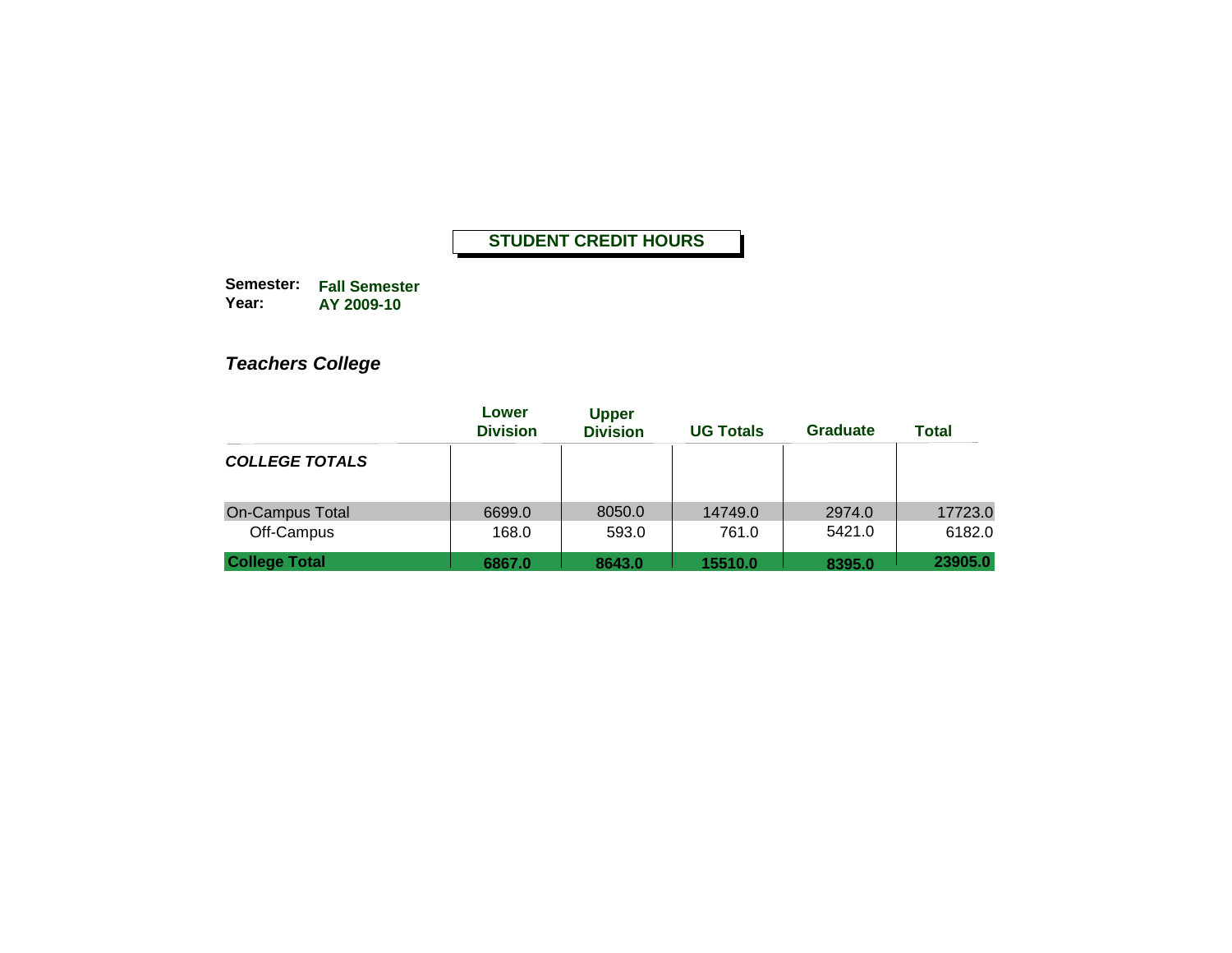# STUDENT CREDIT HOURS

**Semester:** **Fall Semester**
**Year:** **AY 2009-10**

## *Teachers College*

| | Lower Division | Upper Division | UG Totals | Graduate | Total |
|---|---|---|---|---|---|
| ***COLLEGE TOTALS*** | | | | | |
| On-Campus Total | 6699.0 | 8050.0 | 14749.0 | 2974.0 | 17723.0 |
| Off-Campus | 168.0 | 593.0 | 761.0 | 5421.0 | 6182.0 |
| **College Total** | **6867.0** | **8643.0** | **15510.0** | **8395.0** | **23905.0** |